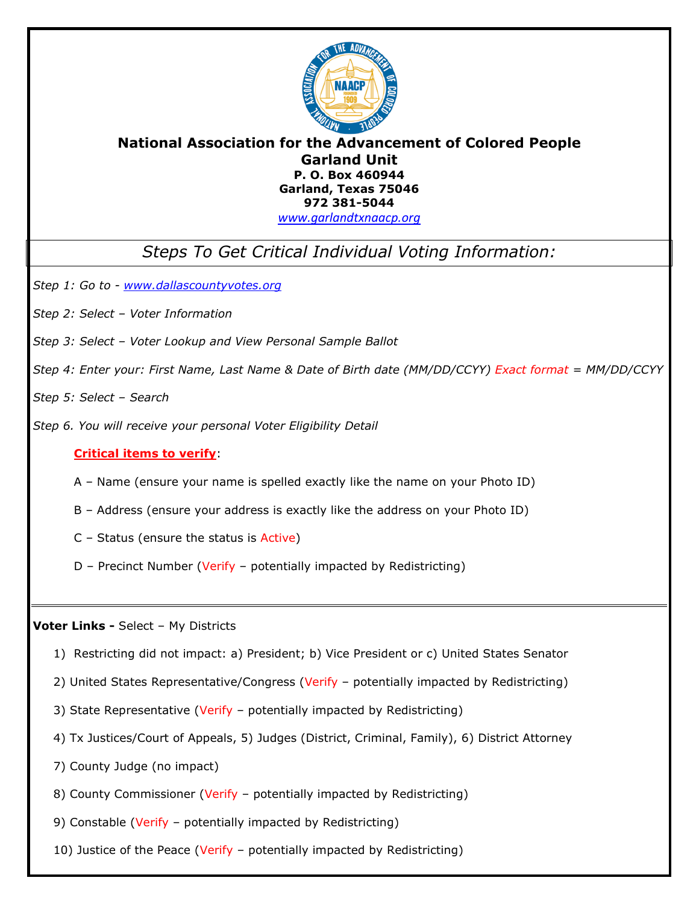# National Association for the Advancement of Colored People

## Garland Unit

**P. O. Box 460944**
**Garland, Texas 75046**
**972 381-5044**
[www.garlandtxnaacp.org](http://www.garlandtxnaacp.org)

## *Steps To Get Critical Individual Voting Information:*

*Step 1: Go to - [www.dallascountyvotes.org](http://www.dallascountyvotes.org)*

*Step 2: Select – Voter Information*

*Step 3: Select – Voter Lookup and View Personal Sample Ballot*

*Step 4: Enter your: First Name, Last Name & Date of Birth date (MM/DD/CCYY) Exact format = MM/DD/CCYY*

*Step 5: Select – Search*

*Step 6. You will receive your personal Voter Eligibility Detail*

**Critical items to verify**:

A – Name (ensure your name is spelled exactly like the name on your Photo ID)

B – Address (ensure your address is exactly like the address on your Photo ID)

C – Status (ensure the status is Active)

D – Precinct Number (Verify – potentially impacted by Redistricting)

---

**Voter Links -** Select – My Districts

1) Restricting did not impact: a) President; b) Vice President or c) United States Senator

2) United States Representative/Congress (Verify – potentially impacted by Redistricting)

3) State Representative (Verify – potentially impacted by Redistricting)

4) Tx Justices/Court of Appeals, 5) Judges (District, Criminal, Family), 6) District Attorney

7) County Judge (no impact)

8) County Commissioner (Verify – potentially impacted by Redistricting)

9) Constable (Verify – potentially impacted by Redistricting)

10) Justice of the Peace (Verify – potentially impacted by Redistricting)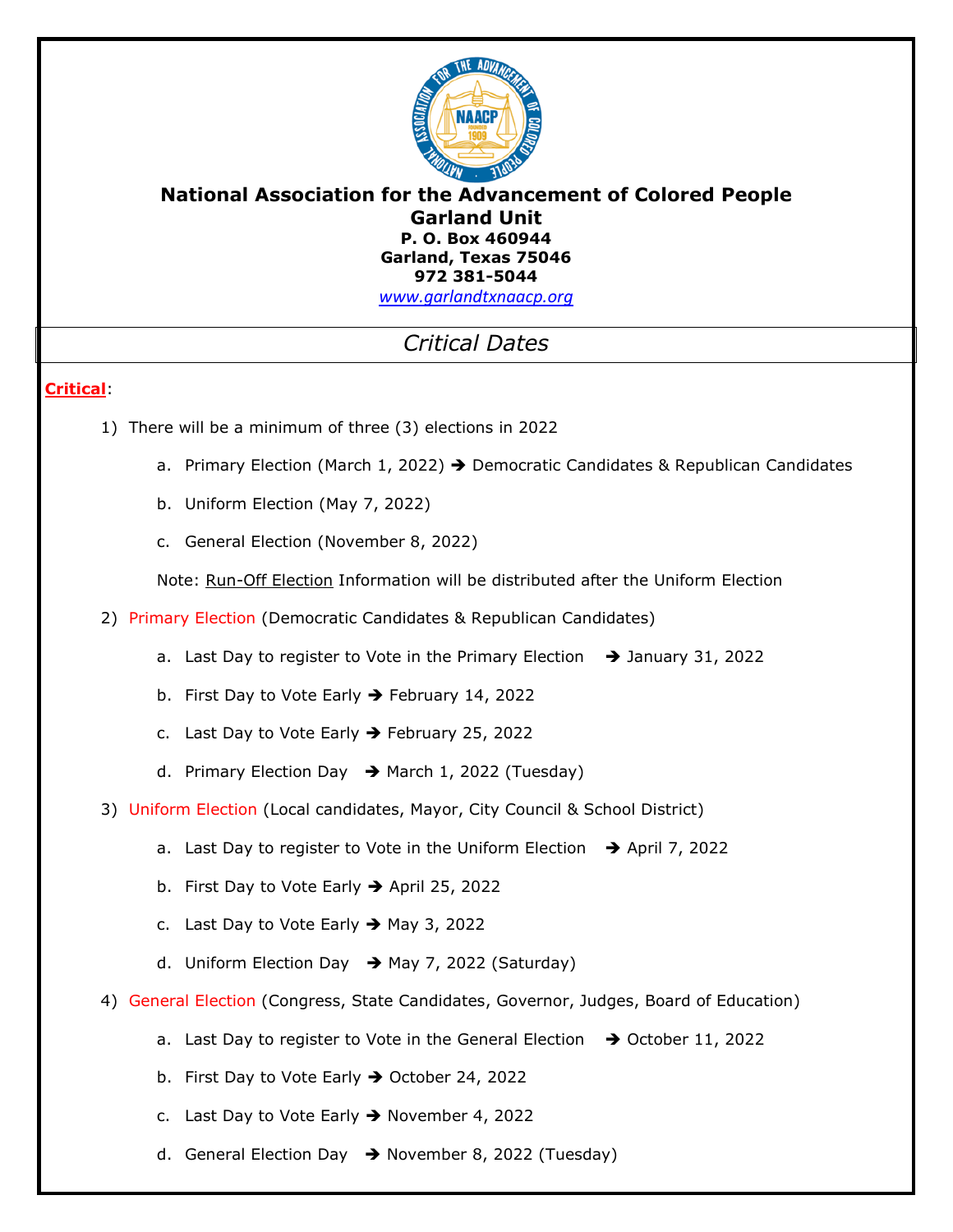# National Association for the Advancement of Colored People
## Garland Unit

**P. O. Box 460944**
**Garland, Texas 75046**
**972 381-5044**
www.garlandtxnaacp.org

## *Critical Dates*

**Critical**:

1) There will be a minimum of three (3) elections in 2022
   a. Primary Election (March 1, 2022) ➔ Democratic Candidates & Republican Candidates
   b. Uniform Election (May 7, 2022)
   c. General Election (November 8, 2022)

   Note: Run-Off Election Information will be distributed after the Uniform Election

2) Primary Election (Democratic Candidates & Republican Candidates)
   a. Last Day to register to Vote in the Primary Election ➔ January 31, 2022
   b. First Day to Vote Early ➔ February 14, 2022
   c. Last Day to Vote Early ➔ February 25, 2022
   d. Primary Election Day ➔ March 1, 2022 (Tuesday)

3) Uniform Election (Local candidates, Mayor, City Council & School District)
   a. Last Day to register to Vote in the Uniform Election ➔ April 7, 2022
   b. First Day to Vote Early ➔ April 25, 2022
   c. Last Day to Vote Early ➔ May 3, 2022
   d. Uniform Election Day ➔ May 7, 2022 (Saturday)

4) General Election (Congress, State Candidates, Governor, Judges, Board of Education)
   a. Last Day to register to Vote in the General Election ➔ October 11, 2022
   b. First Day to Vote Early ➔ October 24, 2022
   c. Last Day to Vote Early ➔ November 4, 2022
   d. General Election Day ➔ November 8, 2022 (Tuesday)